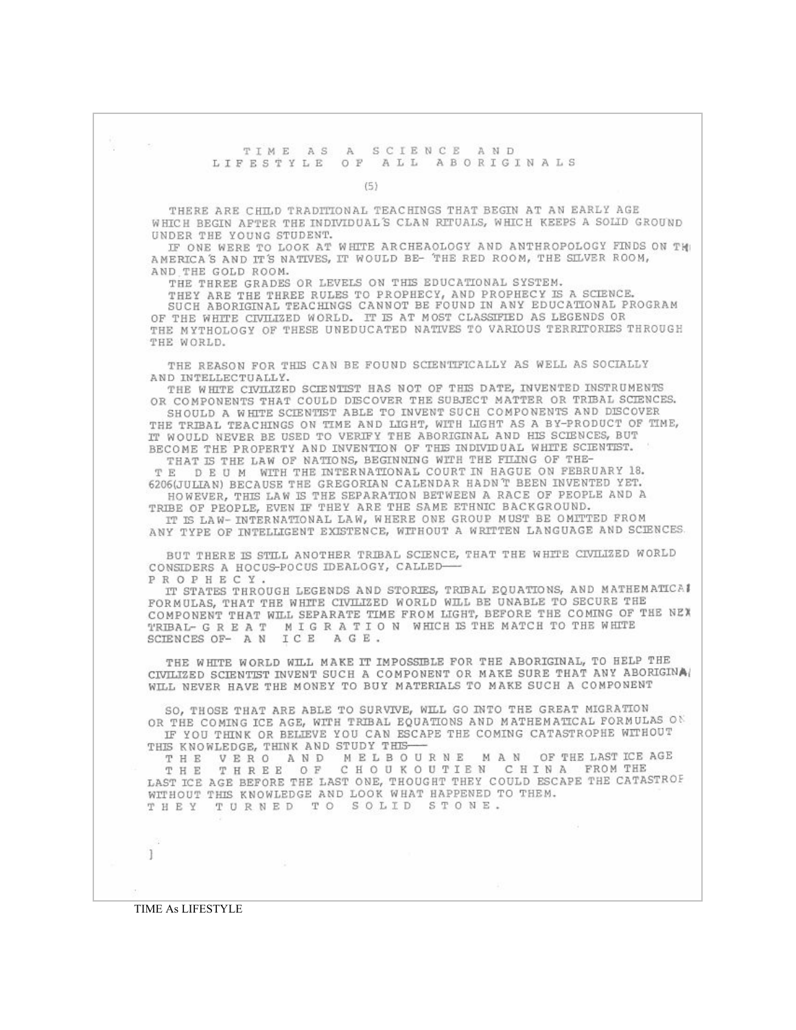# TIME AS A SCIENCE AND LIFESTYLE OF ALL ABORIGINALS

(5)

THERE ARE CHILD TRADITIONAL TEACHINGS THAT BEGIN AT AN EARLY AGE WHICH BEGIN AFTER THE INDIVIDUAL'S CLAN RITUALS, WHICH KEEPS A SOLID GROUND UNDER THE YOUNG STUDENT.

IF ONE WERE TO LOOK AT WHITE ARCHEAOLOGY AND ANTHROPOLOGY FINDS ON THE AMERICA'S AND IT'S NATIVES, IT WOULD BE- 'THE RED ROOM, THE SILVER ROOM, AND THE GOLD ROOM.

THE THREE GRADES OR LEVELS ON THIS EDUCATIONAL SYSTEM.

THEY ARE THE THREE RULES TO PROPHECY, AND PROPHECY IS A SCIENCE.

SUCH ABORIGINAL TEACHINGS CANNOT BE FOUND IN ANY EDUCATIONAL PROGRAM OF THE WHITE CIVILIZED WORLD. IT IS AT MOST CLASSIFIED AS LEGENDS OR THE MYTHOLOGY OF THESE UNEDUCATED NATIVES TO VARIOUS TERRITORIES THROUGH THE WORLD.

THE REASON FOR THIS CAN BE FOUND SCIENTIFICALLY AS WELL AS SOCIALLY AND INTELLECTUALLY.

THE WHITE CIVILIZED SCIENTIST HAS NOT OF THIS DATE, INVENTED INSTRUMENTS OR COMPONENTS THAT COULD DISCOVER THE SUBJECT MATTER OR TRIBAL SCIENCES.

SHOULD A WHITE SCIENTIST ABLE TO INVENT SUCH COMPONENTS AND DISCOVER THE TRIBAL TEACHINGS ON TIME AND LIGHT, WITH LIGHT AS A BY-PRODUCT OF TIME, IT WOULD NEVER BE USED TO VERIFY THE ABORIGINAL AND HIS SCIENCES, BUT BECOME THE PROPERTY AND INVENTION OF THIS INDIVIDUAL WHITE SCIENTIST.

THAT IS THE LAW OF NATIONS, BEGINNING WITH THE FILING OF THE- T E D E U M WITH THE INTERNATIONAL COURT IN HAGUE ON FEBRUARY 18. 6206(JULIAN) BECAUSE THE GREGORIAN CALENDAR HADN'T BEEN INVENTED YET.

HOWEVER, THIS LAW IS THE SEPARATION BETWEEN A RACE OF PEOPLE AND A TRIBE OF PEOPLE, EVEN IF THEY ARE THE SAME ETHNIC BACKGROUND.

IT IS LAW- INTERNATIONAL LAW, WHERE ONE GROUP MUST BE OMITTED FROM ANY TYPE OF INTELLIGENT EXISTENCE, WITHOUT A WRITTEN LANGUAGE AND SCIENCES.

BUT THERE IS STILL ANOTHER TRIBAL SCIENCE, THAT THE WHITE CIVILIZED WORLD CONSIDERS A HOCUS-POCUS IDEALOGY, CALLED— P R O P H E C Y.

IT STATES THROUGH LEGENDS AND STORIES, TRIBAL EQUATIONS, AND MATHEMATICAL FORMULAS, THAT THE WHITE CIVILIZED WORLD WILL BE UNABLE TO SECURE THE COMPONENT THAT WILL SEPARATE TIME FROM LIGHT, BEFORE THE COMING OF THE NEX TRIBAL- G R E A T M I G R A T I O N WHICH IS THE MATCH TO THE WHITE SCIENCES OF- A N I C E A G E.

THE WHITE WORLD WILL MAKE IT IMPOSSIBLE FOR THE ABORIGINAL, TO HELP THE CIVILIZED SCIENTIST INVENT SUCH A COMPONENT OR MAKE SURE THAT ANY ABORIGINAL WILL NEVER HAVE THE MONEY TO BUY MATERIALS TO MAKE SUCH A COMPONENT

SO, THOSE THAT ARE ABLE TO SURVIVE, WILL GO INTO THE GREAT MIGRATION OR THE COMING ICE AGE, WITH TRIBAL EQUATIONS AND MATHEMATICAL FORMULAS ON

IF YOU THINK OR BELIEVE YOU CAN ESCAPE THE COMING CATASTROPHE WITHOUT THIS KNOWLEDGE, THINK AND STUDY THIS—

T H E V E R O A N D M E L B O U R N E M A N OF THE LAST ICE AGE
T H E T H R E E O F C H O U K O U T I E N C H I N A FROM THE LAST ICE AGE BEFORE THE LAST ONE, THOUGHT THEY COULD ESCAPE THE CATASTROF WITHOUT THIS KNOWLEDGE AND LOOK WHAT HAPPENED TO THEM.
T H E Y T U R N E D T O S O L I D S T O N E.

]

TIME As LIFESTYLE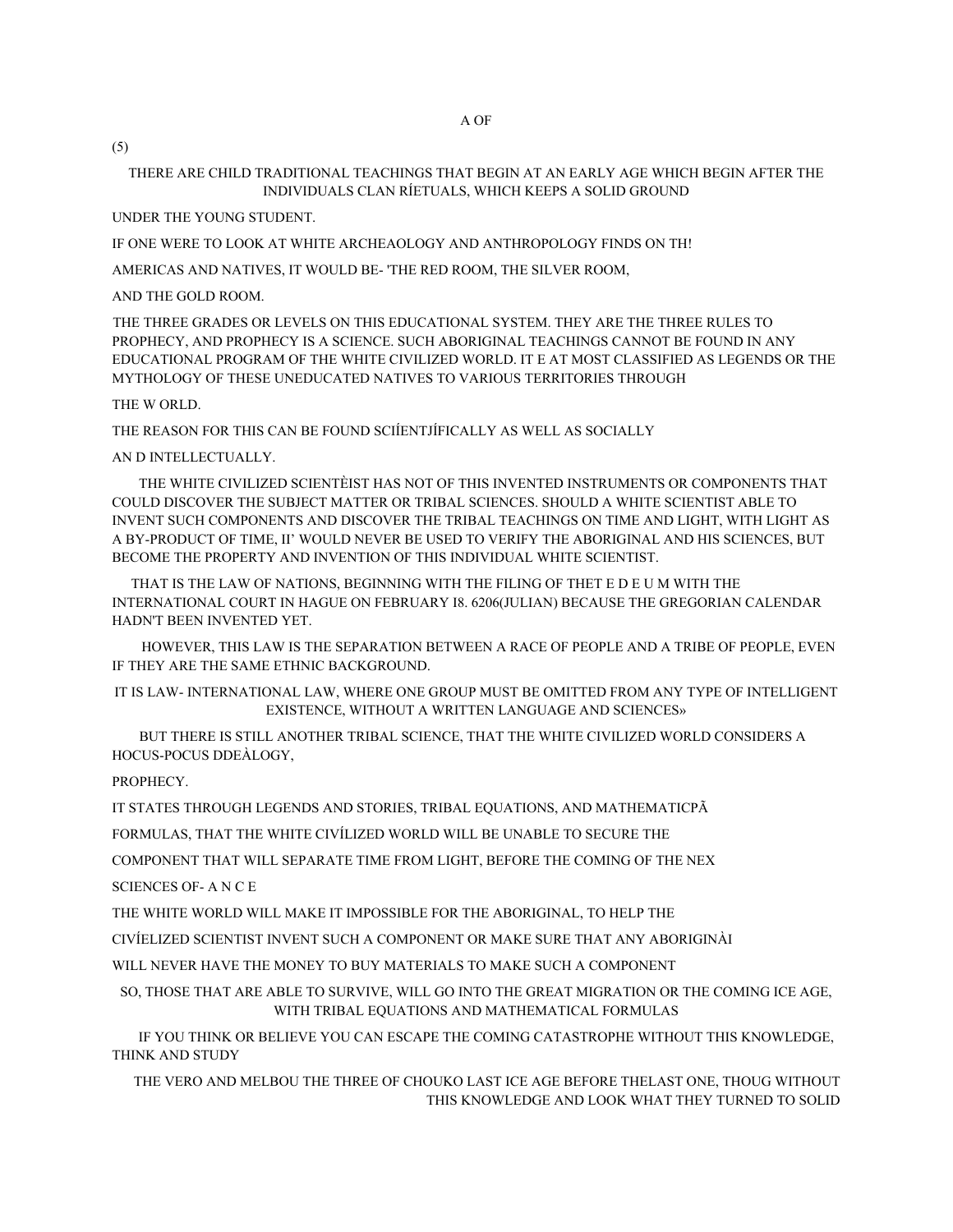A OF

(5)

THERE ARE CHILD TRADITIONAL TEACHINGS THAT BEGIN AT AN EARLY AGE WHICH BEGIN AFTER THE INDIVIDUALS CLAN RÍETUALS, WHICH KEEPS A SOLID GROUND

UNDER THE YOUNG STUDENT.

IF ONE WERE TO LOOK AT WHITE ARCHEAOLOGY AND ANTHROPOLOGY FINDS ON TH!

AMERICAS AND NATIVES, IT WOULD BE- 'THE RED ROOM, THE SILVER ROOM,

AND THE GOLD ROOM.

THE THREE GRADES OR LEVELS ON THIS EDUCATIONAL SYSTEM. THEY ARE THE THREE RULES TO PROPHECY, AND PROPHECY IS A SCIENCE. SUCH ABORIGINAL TEACHINGS CANNOT BE FOUND IN ANY EDUCATIONAL PROGRAM OF THE WHITE CIVILIZED WORLD. IT E AT MOST CLASSIFIED AS LEGENDS OR THE MYTHOLOGY OF THESE UNEDUCATED NATIVES TO VARIOUS TERRITORIES THROUGH

THE W ORLD.

THE REASON FOR THIS CAN BE FOUND SCIÍENTJÍFICALLY AS WELL AS SOCIALLY

AN D INTELLECTUALLY.

THE WHITE CIVILIZED SCIENTÈIST HAS NOT OF THIS INVENTED INSTRUMENTS OR COMPONENTS THAT COULD DISCOVER THE SUBJECT MATTER OR TRIBAL SCIENCES. SHOULD A WHITE SCIENTIST ABLE TO INVENT SUCH COMPONENTS AND DISCOVER THE TRIBAL TEACHINGS ON TIME AND LIGHT, WITH LIGHT AS A BY-PRODUCT OF TIME, II' WOULD NEVER BE USED TO VERIFY THE ABORIGINAL AND HIS SCIENCES, BUT BECOME THE PROPERTY AND INVENTION OF THIS INDIVIDUAL WHITE SCIENTIST.

THAT IS THE LAW OF NATIONS, BEGINNING WITH THE FILING OF THET E D E U M WITH THE INTERNATIONAL COURT IN HAGUE ON FEBRUARY I8. 6206(JULIAN) BECAUSE THE GREGORIAN CALENDAR HADN'T BEEN INVENTED YET.

HOWEVER, THIS LAW IS THE SEPARATION BETWEEN A RACE OF PEOPLE AND A TRIBE OF PEOPLE, EVEN IF THEY ARE THE SAME ETHNIC BACKGROUND.

IT IS LAW- INTERNATIONAL LAW, WHERE ONE GROUP MUST BE OMITTED FROM ANY TYPE OF INTELLIGENT EXISTENCE, WITHOUT A WRITTEN LANGUAGE AND SCIENCES»

BUT THERE IS STILL ANOTHER TRIBAL SCIENCE, THAT THE WHITE CIVILIZED WORLD CONSIDERS A HOCUS-POCUS DDEÀLOGY,

PROPHECY.

IT STATES THROUGH LEGENDS AND STORIES, TRIBAL EQUATIONS, AND MATHEMATICPÃ

FORMULAS, THAT THE WHITE CIVÍLIZED WORLD WILL BE UNABLE TO SECURE THE

COMPONENT THAT WILL SEPARATE TIME FROM LIGHT, BEFORE THE COMING OF THE NEX

SCIENCES OF- A N C E

THE WHITE WORLD WILL MAKE IT IMPOSSIBLE FOR THE ABORIGINAL, TO HELP THE

CIVÍELIZED SCIENTIST INVENT SUCH A COMPONENT OR MAKE SURE THAT ANY ABORIGINÀI

WILL NEVER HAVE THE MONEY TO BUY MATERIALS TO MAKE SUCH A COMPONENT

SO, THOSE THAT ARE ABLE TO SURVIVE, WILL GO INTO THE GREAT MIGRATION OR THE COMING ICE AGE, WITH TRIBAL EQUATIONS AND MATHEMATICAL FORMULAS

IF YOU THINK OR BELIEVE YOU CAN ESCAPE THE COMING CATASTROPHE WITHOUT THIS KNOWLEDGE, THINK AND STUDY

THE VERO AND MELBOU THE THREE OF CHOUKO LAST ICE AGE BEFORE THELAST ONE, THOUG WITHOUT THIS KNOWLEDGE AND LOOK WHAT THEY TURNED TO SOLID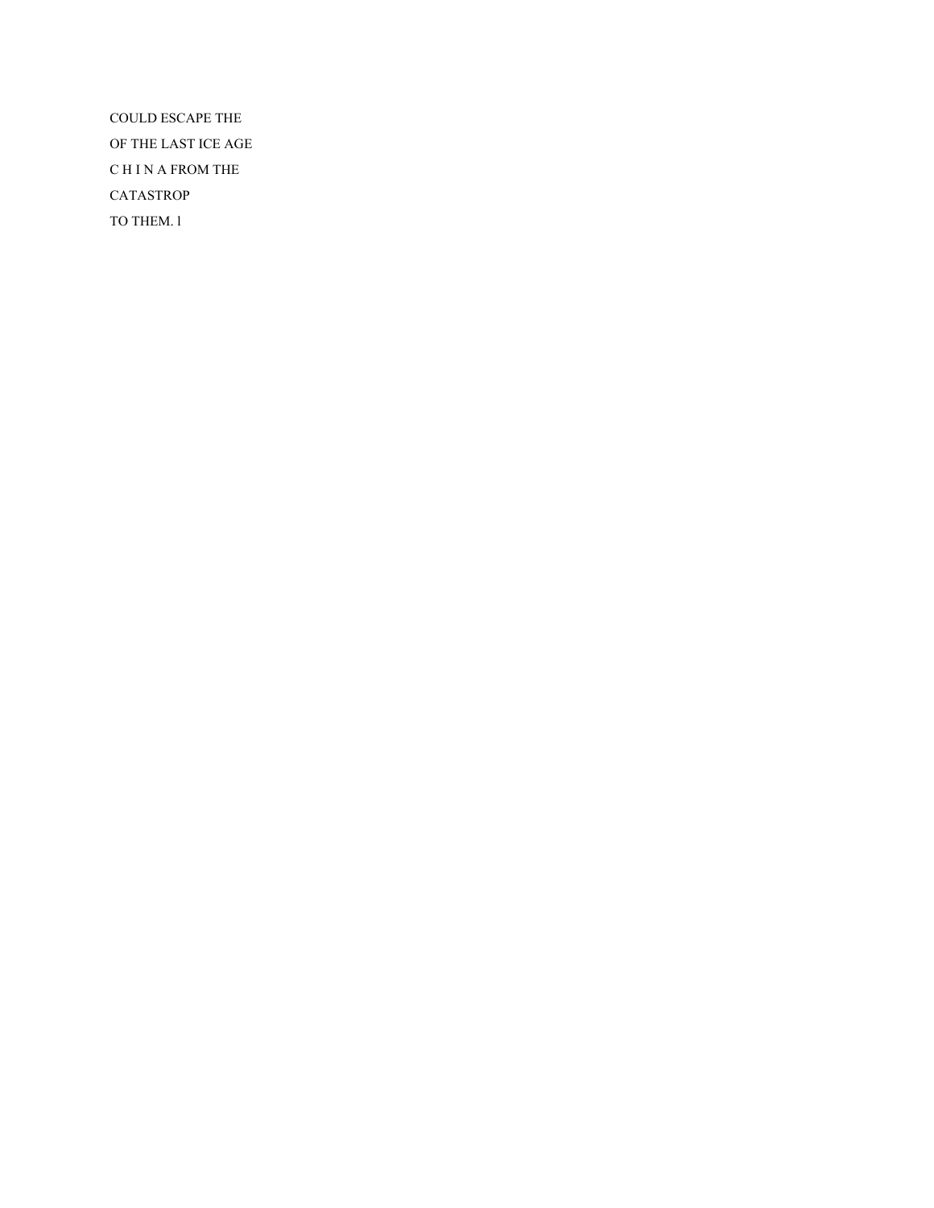COULD ESCAPE THE

OF THE LAST ICE AGE

C H I N A FROM THE

CATASTROP

TO THEM. l